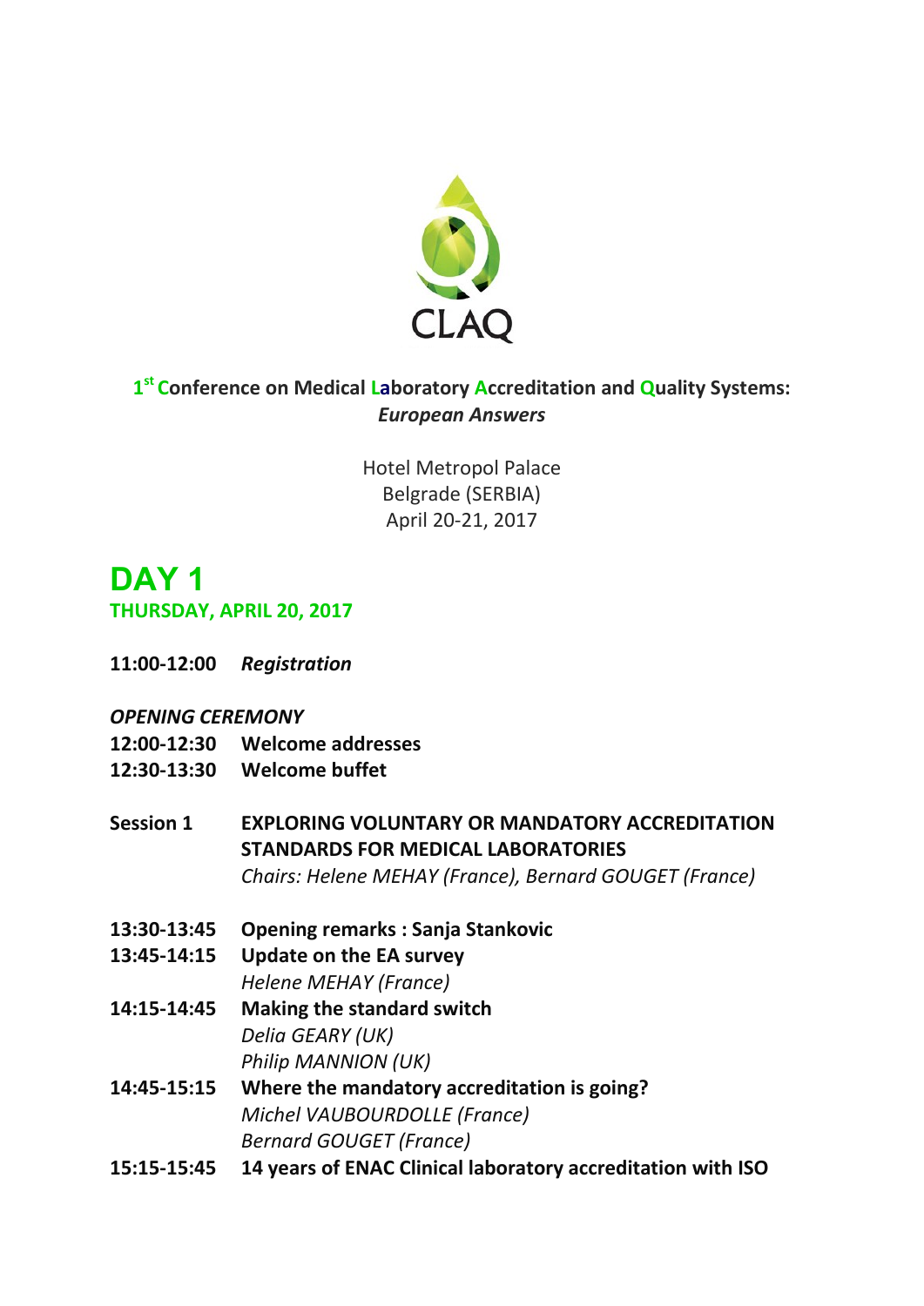CLAQ

# 1st Conference on Medical Laboratory Accreditation and Quality Systems: *European Answers*

Hotel Metropol Palace
Belgrade (SERBIA)
April 20-21, 2017

## DAY 1

### THURSDAY, APRIL 20, 2017

**11:00-12:00** ***Registration***

*OPENING CEREMONY*

**12:00-12:30** **Welcome addresses**
**12:30-13:30** **Welcome buffet**

**Session 1** **EXPLORING VOLUNTARY OR MANDATORY ACCREDITATION STANDARDS FOR MEDICAL LABORATORIES**
*Chairs: Helene MEHAY (France), Bernard GOUGET (France)*

**13:30-13:45** **Opening remarks : Sanja Stankovic**

**13:45-14:15** **Update on the EA survey**
*Helene MEHAY (France)*

**14:15-14:45** **Making the standard switch**
*Delia GEARY (UK)*
*Philip MANNION (UK)*

**14:45-15:15** **Where the mandatory accreditation is going?**
*Michel VAUBOURDOLLE (France)*
*Bernard GOUGET (France)*

**15:15-15:45** **14 years of ENAC Clinical laboratory accreditation with ISO**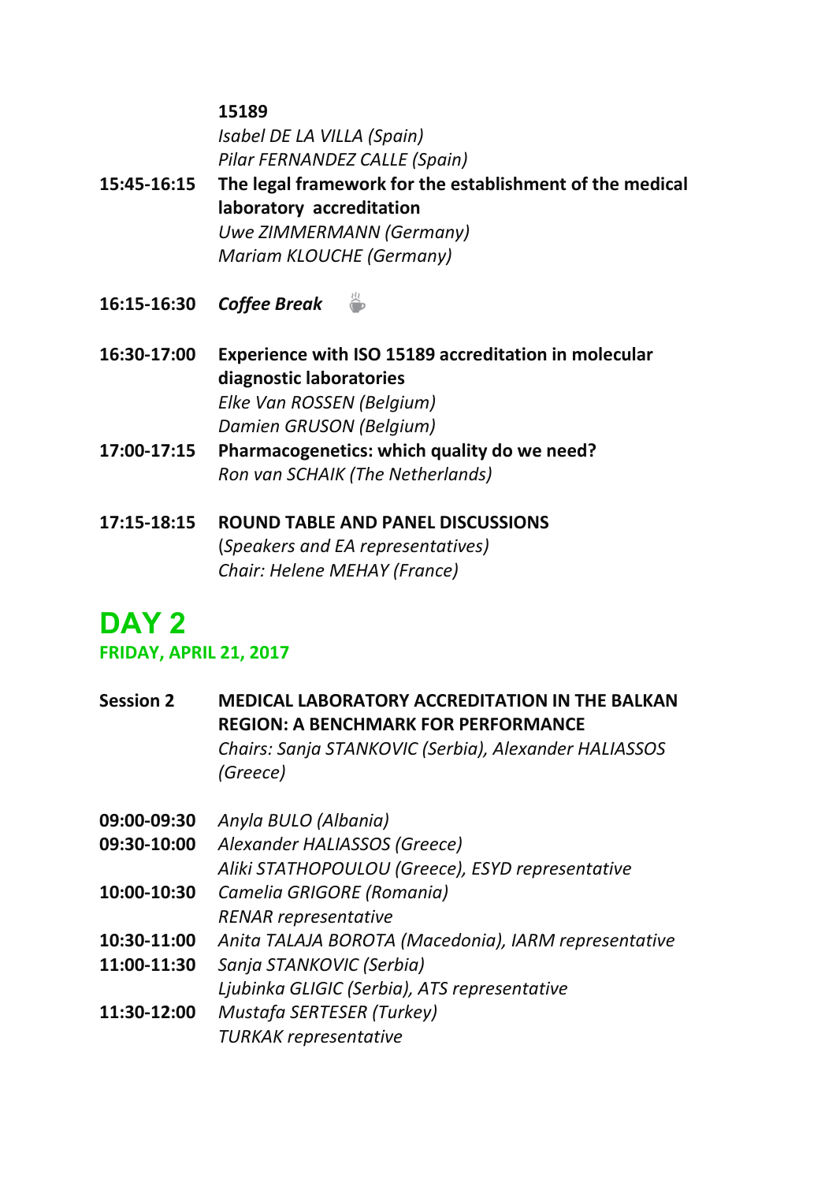**15189**
*Isabel DE LA VILLA (Spain)*
*Pilar FERNANDEZ CALLE (Spain)*

**15:45-16:15** **The legal framework for the establishment of the medical laboratory accreditation**
*Uwe ZIMMERMANN (Germany)*
*Mariam KLOUCHE (Germany)*

**16:15-16:30** ***Coffee Break***

**16:30-17:00** **Experience with ISO 15189 accreditation in molecular diagnostic laboratories**
*Elke Van ROSSEN (Belgium)*
*Damien GRUSON (Belgium)*

**17:00-17:15** **Pharmacogenetics: which quality do we need?**
*Ron van SCHAIK (The Netherlands)*

**17:15-18:15** **ROUND TABLE AND PANEL DISCUSSIONS**
(*Speakers and EA representatives)*
*Chair: Helene MEHAY (France)*

# DAY 2

## FRIDAY, APRIL 21, 2017

**Session 2** **MEDICAL LABORATORY ACCREDITATION IN THE BALKAN REGION: A BENCHMARK FOR PERFORMANCE**
*Chairs: Sanja STANKOVIC (Serbia), Alexander HALIASSOS (Greece)*

**09:00-09:30** *Anyla BULO (Albania)*

**09:30-10:00** *Alexander HALIASSOS (Greece)*
*Aliki STATHOPOULOU (Greece), ESYD representative*

**10:00-10:30** *Camelia GRIGORE (Romania)*
*RENAR representative*

**10:30-11:00** *Anita TALAJA BOROTA (Macedonia), IARM representative*

**11:00-11:30** *Sanja STANKOVIC (Serbia)*
*Ljubinka GLIGIC (Serbia), ATS representative*

**11:30-12:00** *Mustafa SERTESER (Turkey)*
*TURKAK representative*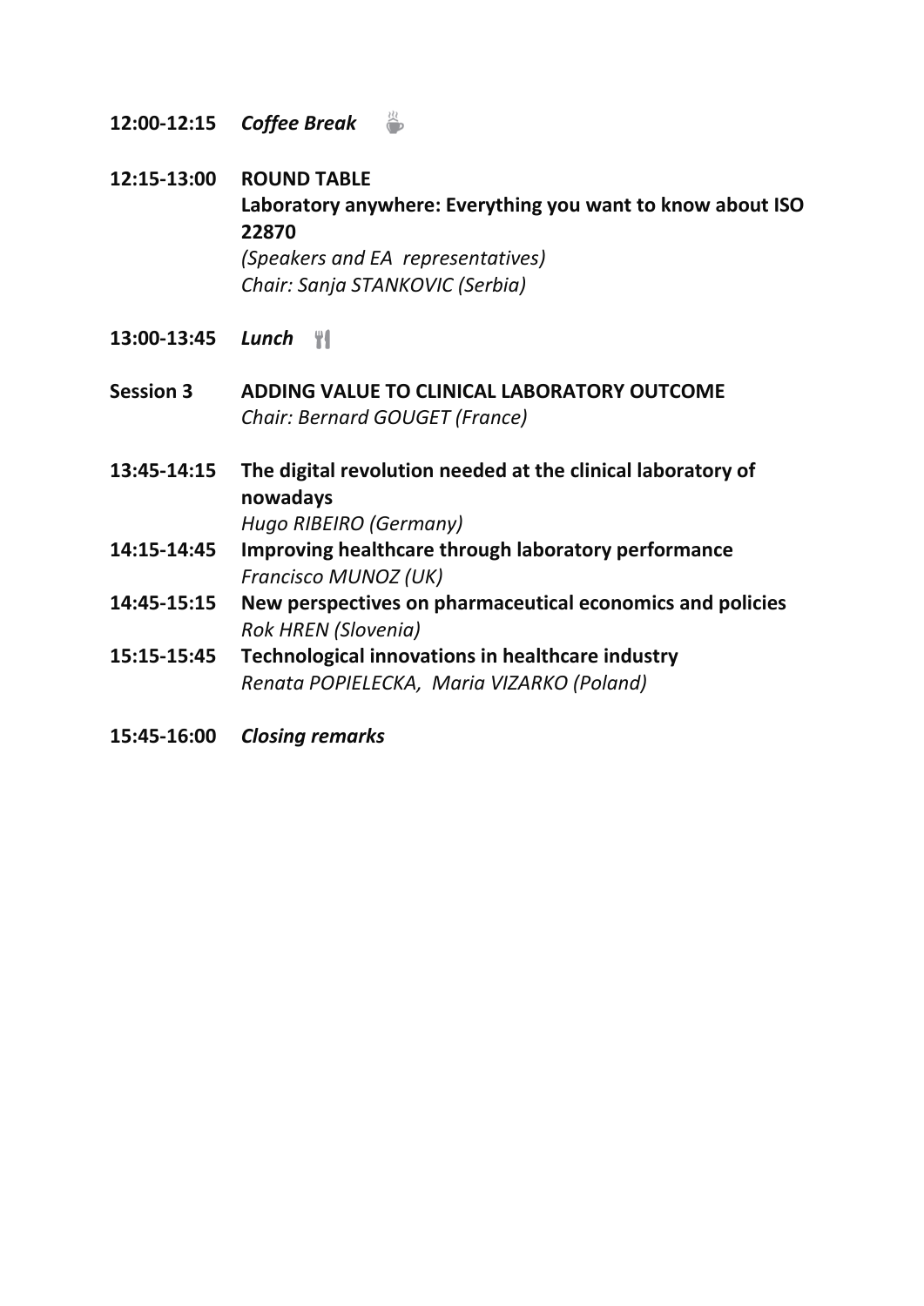**12:00-12:15** *Coffee Break*

**12:15-13:00** **ROUND TABLE**
**Laboratory anywhere: Everything you want to know about ISO 22870**
*(Speakers and EA representatives)*
*Chair: Sanja STANKOVIC (Serbia)*

**13:00-13:45** *Lunch*

**Session 3** **ADDING VALUE TO CLINICAL LABORATORY OUTCOME**
*Chair: Bernard GOUGET (France)*

**13:45-14:15** **The digital revolution needed at the clinical laboratory of nowadays**
*Hugo RIBEIRO (Germany)*

**14:15-14:45** **Improving healthcare through laboratory performance**
*Francisco MUNOZ (UK)*

**14:45-15:15** **New perspectives on pharmaceutical economics and policies**
*Rok HREN (Slovenia)*

**15:15-15:45** **Technological innovations in healthcare industry**
*Renata POPIELECKA, Maria VIZARKO (Poland)*

**15:45-16:00** ***Closing remarks***